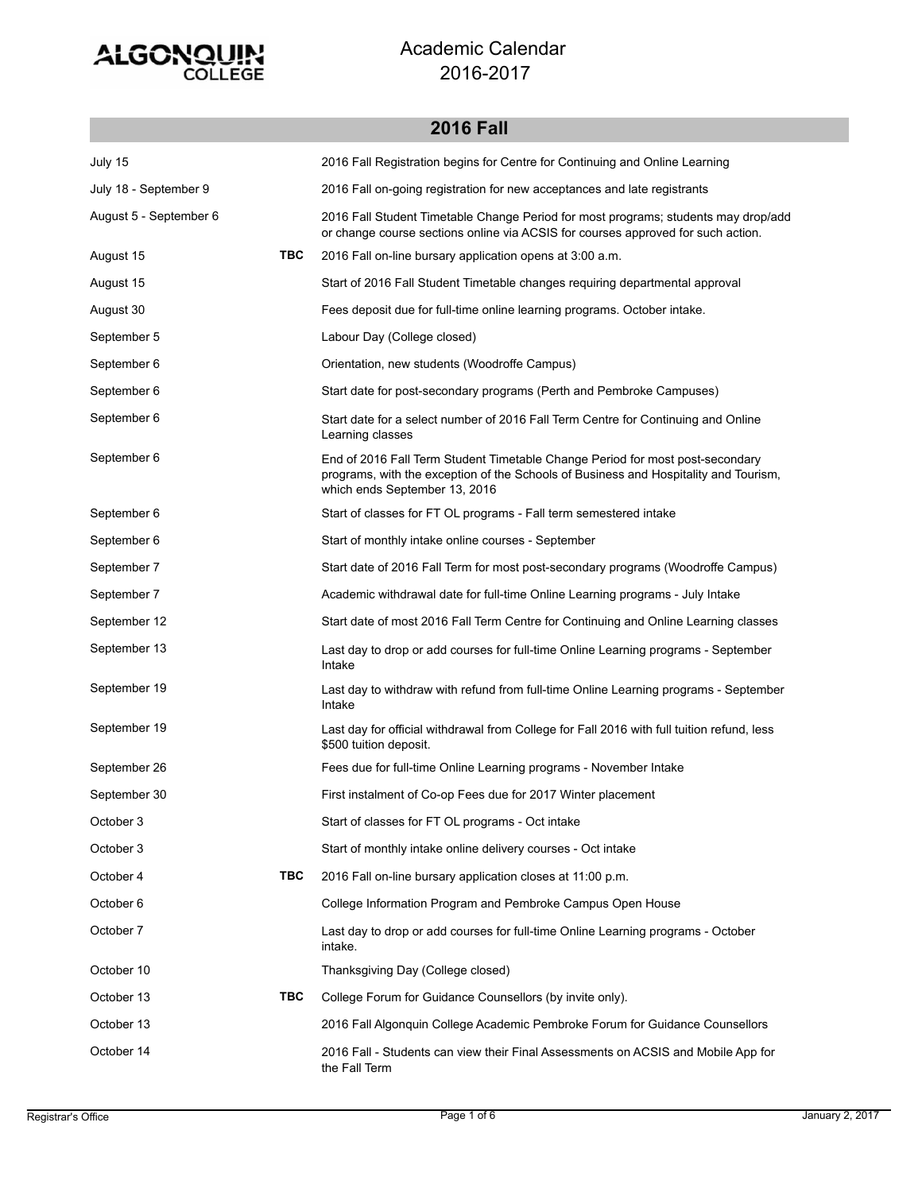# Algonquin College

## Academic Calendar 2016-2017

### 2016 Fall

| Date | | Event |
|---|---|---|
| July 15 | | 2016 Fall Registration begins for Centre for Continuing and Online Learning |
| July 18 - September 9 | | 2016 Fall on-going registration for new acceptances and late registrants |
| August 5 - September 6 | | 2016 Fall Student Timetable Change Period for most programs; students may drop/add or change course sections online via ACSIS for courses approved for such action. |
| August 15 | TBC | 2016 Fall on-line bursary application opens at 3:00 a.m. |
| August 15 | | Start of 2016 Fall Student Timetable changes requiring departmental approval |
| August 30 | | Fees deposit due for full-time online learning programs. October intake. |
| September 5 | | Labour Day (College closed) |
| September 6 | | Orientation, new students (Woodroffe Campus) |
| September 6 | | Start date for post-secondary programs (Perth and Pembroke Campuses) |
| September 6 | | Start date for a select number of 2016 Fall Term Centre for Continuing and Online Learning classes |
| September 6 | | End of 2016 Fall Term Student Timetable Change Period for most post-secondary programs, with the exception of the Schools of Business and Hospitality and Tourism, which ends September 13, 2016 |
| September 6 | | Start of classes for FT OL programs - Fall term semestered intake |
| September 6 | | Start of monthly intake online courses - September |
| September 7 | | Start date of 2016 Fall Term for most post-secondary programs (Woodroffe Campus) |
| September 7 | | Academic withdrawal date for full-time Online Learning programs - July Intake |
| September 12 | | Start date of most 2016 Fall Term Centre for Continuing and Online Learning classes |
| September 13 | | Last day to drop or add courses for full-time Online Learning programs - September Intake |
| September 19 | | Last day to withdraw with refund from full-time Online Learning programs - September Intake |
| September 19 | | Last day for official withdrawal from College for Fall 2016 with full tuition refund, less $500 tuition deposit. |
| September 26 | | Fees due for full-time Online Learning programs - November Intake |
| September 30 | | First instalment of Co-op Fees due for 2017 Winter placement |
| October 3 | | Start of classes for FT OL programs - Oct intake |
| October 3 | | Start of monthly intake online delivery courses - Oct intake |
| October 4 | TBC | 2016 Fall on-line bursary application closes at 11:00 p.m. |
| October 6 | | College Information Program and Pembroke Campus Open House |
| October 7 | | Last day to drop or add courses for full-time Online Learning programs - October intake. |
| October 10 | | Thanksgiving Day (College closed) |
| October 13 | TBC | College Forum for Guidance Counsellors (by invite only). |
| October 13 | | 2016 Fall Algonquin College Academic Pembroke Forum for Guidance Counsellors |
| October 14 | | 2016 Fall - Students can view their Final Assessments on ACSIS and Mobile App for the Fall Term |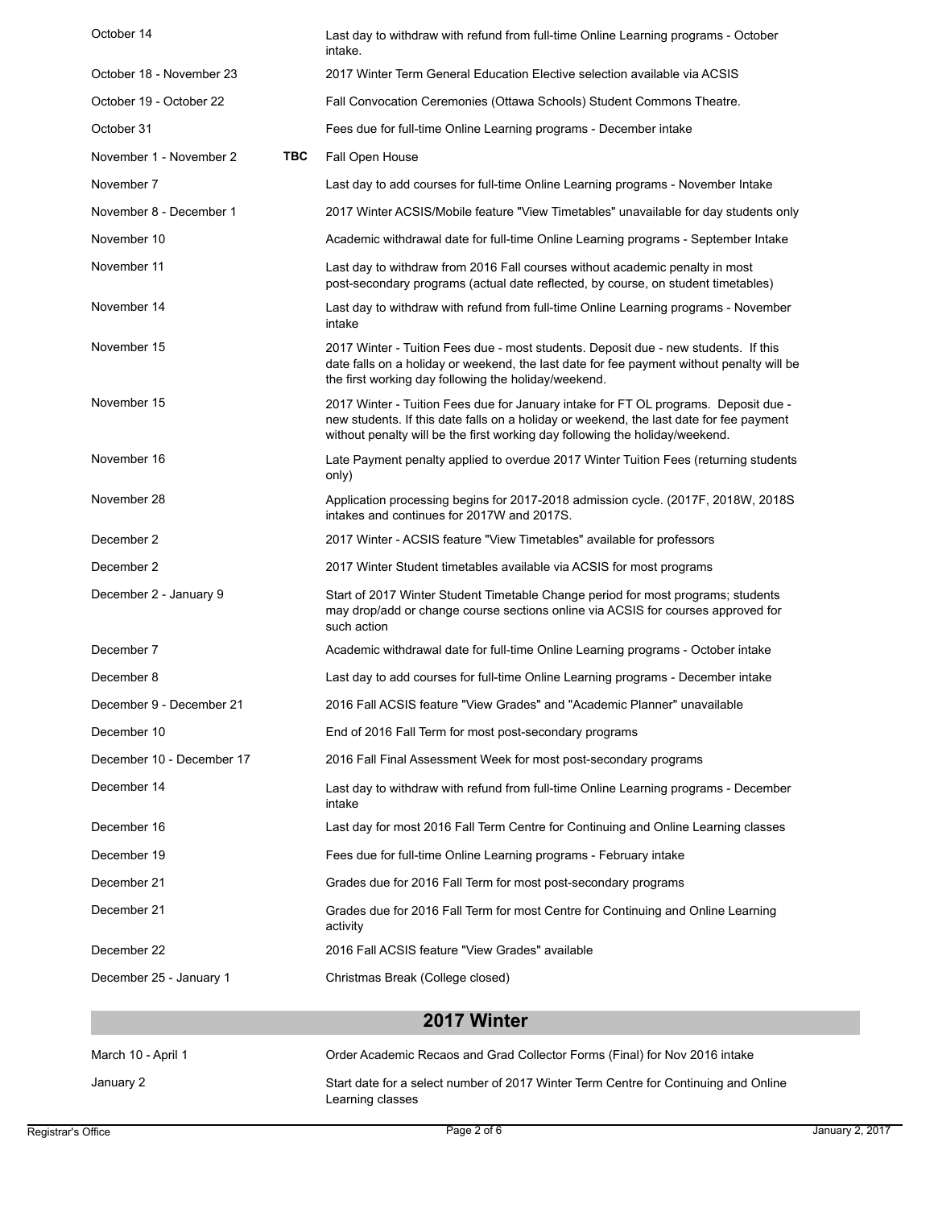| Date | | Event |
|---|---|---|
| October 14 | | Last day to withdraw with refund from full-time Online Learning programs - October intake. |
| October 18 - November 23 | | 2017 Winter Term General Education Elective selection available via ACSIS |
| October 19 - October 22 | | Fall Convocation Ceremonies (Ottawa Schools) Student Commons Theatre. |
| October 31 | | Fees due for full-time Online Learning programs - December intake |
| November 1 - November 2 | **TBC** | Fall Open House |
| November 7 | | Last day to add courses for full-time Online Learning programs - November Intake |
| November 8 - December 1 | | 2017 Winter ACSIS/Mobile feature "View Timetables" unavailable for day students only |
| November 10 | | Academic withdrawal date for full-time Online Learning programs - September Intake |
| November 11 | | Last day to withdraw from 2016 Fall courses without academic penalty in most post-secondary programs (actual date reflected, by course, on student timetables) |
| November 14 | | Last day to withdraw with refund from full-time Online Learning programs - November intake |
| November 15 | | 2017 Winter - Tuition Fees due - most students. Deposit due - new students. If this date falls on a holiday or weekend, the last date for fee payment without penalty will be the first working day following the holiday/weekend. |
| November 15 | | 2017 Winter - Tuition Fees due for January intake for FT OL programs. Deposit due - new students. If this date falls on a holiday or weekend, the last date for fee payment without penalty will be the first working day following the holiday/weekend. |
| November 16 | | Late Payment penalty applied to overdue 2017 Winter Tuition Fees (returning students only) |
| November 28 | | Application processing begins for 2017-2018 admission cycle. (2017F, 2018W, 2018S intakes and continues for 2017W and 2017S. |
| December 2 | | 2017 Winter - ACSIS feature "View Timetables" available for professors |
| December 2 | | 2017 Winter Student timetables available via ACSIS for most programs |
| December 2 - January 9 | | Start of 2017 Winter Student Timetable Change period for most programs; students may drop/add or change course sections online via ACSIS for courses approved for such action |
| December 7 | | Academic withdrawal date for full-time Online Learning programs - October intake |
| December 8 | | Last day to add courses for full-time Online Learning programs - December intake |
| December 9 - December 21 | | 2016 Fall ACSIS feature "View Grades" and "Academic Planner" unavailable |
| December 10 | | End of 2016 Fall Term for most post-secondary programs |
| December 10 - December 17 | | 2016 Fall Final Assessment Week for most post-secondary programs |
| December 14 | | Last day to withdraw with refund from full-time Online Learning programs - December intake |
| December 16 | | Last day for most 2016 Fall Term Centre for Continuing and Online Learning classes |
| December 19 | | Fees due for full-time Online Learning programs - February intake |
| December 21 | | Grades due for 2016 Fall Term for most post-secondary programs |
| December 21 | | Grades due for 2016 Fall Term for most Centre for Continuing and Online Learning activity |
| December 22 | | 2016 Fall ACSIS feature "View Grades" available |
| December 25 - January 1 | | Christmas Break (College closed) |

## 2017 Winter

| Date | Event |
|---|---|
| March 10 - April 1 | Order Academic Recaos and Grad Collector Forms (Final) for Nov 2016 intake |
| January 2 | Start date for a select number of 2017 Winter Term Centre for Continuing and Online Learning classes |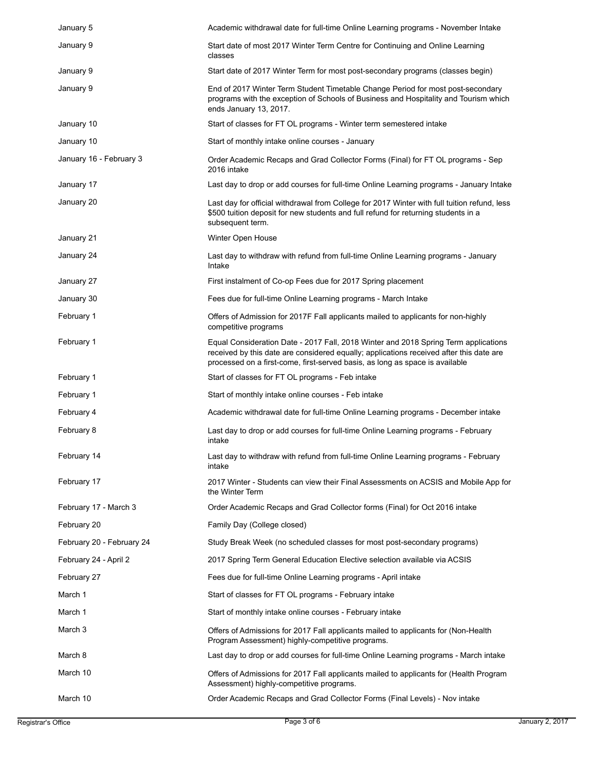| | |
|---|---|
| January 5 | Academic withdrawal date for full-time Online Learning programs - November Intake |
| January 9 | Start date of most 2017 Winter Term Centre for Continuing and Online Learning classes |
| January 9 | Start date of 2017 Winter Term for most post-secondary programs (classes begin) |
| January 9 | End of 2017 Winter Term Student Timetable Change Period for most post-secondary programs with the exception of Schools of Business and Hospitality and Tourism which ends January 13, 2017. |
| January 10 | Start of classes for FT OL programs - Winter term semestered intake |
| January 10 | Start of monthly intake online courses - January |
| January 16 - February 3 | Order Academic Recaps and Grad Collector Forms (Final) for FT OL programs - Sep 2016 intake |
| January 17 | Last day to drop or add courses for full-time Online Learning programs - January Intake |
| January 20 | Last day for official withdrawal from College for 2017 Winter with full tuition refund, less $500 tuition deposit for new students and full refund for returning students in a subsequent term. |
| January 21 | Winter Open House |
| January 24 | Last day to withdraw with refund from full-time Online Learning programs - January Intake |
| January 27 | First instalment of Co-op Fees due for 2017 Spring placement |
| January 30 | Fees due for full-time Online Learning programs - March Intake |
| February 1 | Offers of Admission for 2017F Fall applicants mailed to applicants for non-highly competitive programs |
| February 1 | Equal Consideration Date - 2017 Fall, 2018 Winter and 2018 Spring Term applications received by this date are considered equally; applications received after this date are processed on a first-come, first-served basis, as long as space is available |
| February 1 | Start of classes for FT OL programs - Feb intake |
| February 1 | Start of monthly intake online courses - Feb intake |
| February 4 | Academic withdrawal date for full-time Online Learning programs - December intake |
| February 8 | Last day to drop or add courses for full-time Online Learning programs - February intake |
| February 14 | Last day to withdraw with refund from full-time Online Learning programs - February intake |
| February 17 | 2017 Winter - Students can view their Final Assessments on ACSIS and Mobile App for the Winter Term |
| February 17 - March 3 | Order Academic Recaps and Grad Collector forms (Final) for Oct 2016 intake |
| February 20 | Family Day (College closed) |
| February 20 - February 24 | Study Break Week (no scheduled classes for most post-secondary programs) |
| February 24 - April 2 | 2017 Spring Term General Education Elective selection available via ACSIS |
| February 27 | Fees due for full-time Online Learning programs - April intake |
| March 1 | Start of classes for FT OL programs - February intake |
| March 1 | Start of monthly intake online courses - February intake |
| March 3 | Offers of Admissions for 2017 Fall applicants mailed to applicants for (Non-Health Program Assessment) highly-competitive programs. |
| March 8 | Last day to drop or add courses for full-time Online Learning programs - March intake |
| March 10 | Offers of Admissions for 2017 Fall applicants mailed to applicants for (Health Program Assessment) highly-competitive programs. |
| March 10 | Order Academic Recaps and Grad Collector Forms (Final Levels) - Nov intake |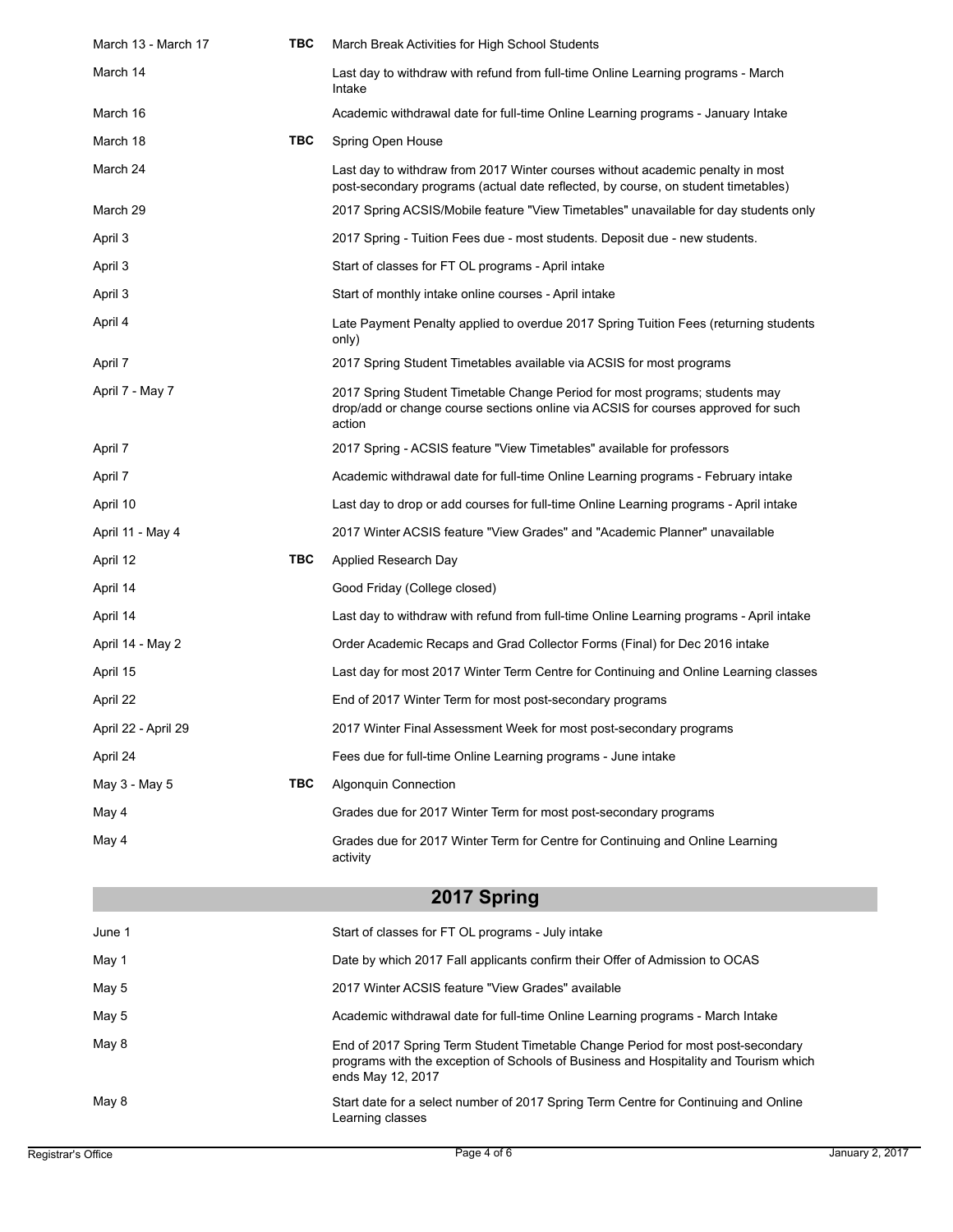| | | |
|---|---|---|
| March 13 - March 17 | **TBC** | March Break Activities for High School Students |
| March 14 | | Last day to withdraw with refund from full-time Online Learning programs - March Intake |
| March 16 | | Academic withdrawal date for full-time Online Learning programs - January Intake |
| March 18 | **TBC** | Spring Open House |
| March 24 | | Last day to withdraw from 2017 Winter courses without academic penalty in most post-secondary programs (actual date reflected, by course, on student timetables) |
| March 29 | | 2017 Spring ACSIS/Mobile feature "View Timetables" unavailable for day students only |
| April 3 | | 2017 Spring - Tuition Fees due - most students. Deposit due - new students. |
| April 3 | | Start of classes for FT OL programs - April intake |
| April 3 | | Start of monthly intake online courses - April intake |
| April 4 | | Late Payment Penalty applied to overdue 2017 Spring Tuition Fees (returning students only) |
| April 7 | | 2017 Spring Student Timetables available via ACSIS for most programs |
| April 7 - May 7 | | 2017 Spring Student Timetable Change Period for most programs; students may drop/add or change course sections online via ACSIS for courses approved for such action |
| April 7 | | 2017 Spring - ACSIS feature "View Timetables" available for professors |
| April 7 | | Academic withdrawal date for full-time Online Learning programs - February intake |
| April 10 | | Last day to drop or add courses for full-time Online Learning programs - April intake |
| April 11 - May 4 | | 2017 Winter ACSIS feature "View Grades" and "Academic Planner" unavailable |
| April 12 | **TBC** | Applied Research Day |
| April 14 | | Good Friday (College closed) |
| April 14 | | Last day to withdraw with refund from full-time Online Learning programs - April intake |
| April 14 - May 2 | | Order Academic Recaps and Grad Collector Forms (Final) for Dec 2016 intake |
| April 15 | | Last day for most 2017 Winter Term Centre for Continuing and Online Learning classes |
| April 22 | | End of 2017 Winter Term for most post-secondary programs |
| April 22 - April 29 | | 2017 Winter Final Assessment Week for most post-secondary programs |
| April 24 | | Fees due for full-time Online Learning programs - June intake |
| May 3 - May 5 | **TBC** | Algonquin Connection |
| May 4 | | Grades due for 2017 Winter Term for most post-secondary programs |
| May 4 | | Grades due for 2017 Winter Term for Centre for Continuing and Online Learning activity |

## 2017 Spring

| | | |
|---|---|---|
| June 1 | | Start of classes for FT OL programs - July intake |
| May 1 | | Date by which 2017 Fall applicants confirm their Offer of Admission to OCAS |
| May 5 | | 2017 Winter ACSIS feature "View Grades" available |
| May 5 | | Academic withdrawal date for full-time Online Learning programs - March Intake |
| May 8 | | End of 2017 Spring Term Student Timetable Change Period for most post-secondary programs with the exception of Schools of Business and Hospitality and Tourism which ends May 12, 2017 |
| May 8 | | Start date for a select number of 2017 Spring Term Centre for Continuing and Online Learning classes |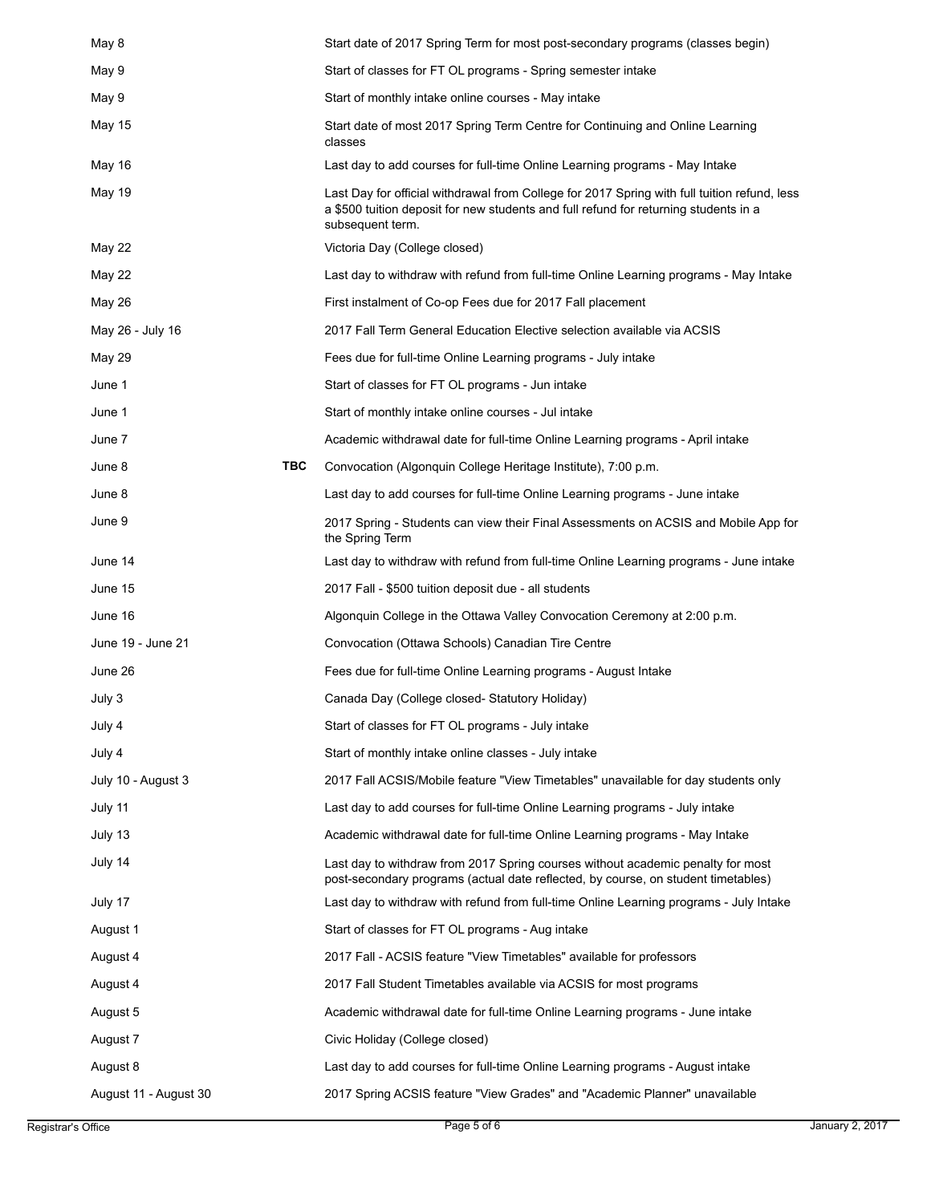| | | |
|---|---|---|
| May 8 | | Start date of 2017 Spring Term for most post-secondary programs (classes begin) |
| May 9 | | Start of classes for FT OL programs - Spring semester intake |
| May 9 | | Start of monthly intake online courses - May intake |
| May 15 | | Start date of most 2017 Spring Term Centre for Continuing and Online Learning classes |
| May 16 | | Last day to add courses for full-time Online Learning programs - May Intake |
| May 19 | | Last Day for official withdrawal from College for 2017 Spring with full tuition refund, less a $500 tuition deposit for new students and full refund for returning students in a subsequent term. |
| May 22 | | Victoria Day (College closed) |
| May 22 | | Last day to withdraw with refund from full-time Online Learning programs - May Intake |
| May 26 | | First instalment of Co-op Fees due for 2017 Fall placement |
| May 26 - July 16 | | 2017 Fall Term General Education Elective selection available via ACSIS |
| May 29 | | Fees due for full-time Online Learning programs - July intake |
| June 1 | | Start of classes for FT OL programs - Jun intake |
| June 1 | | Start of monthly intake online courses - Jul intake |
| June 7 | | Academic withdrawal date for full-time Online Learning programs - April intake |
| June 8 | **TBC** | Convocation (Algonquin College Heritage Institute), 7:00 p.m. |
| June 8 | | Last day to add courses for full-time Online Learning programs - June intake |
| June 9 | | 2017 Spring - Students can view their Final Assessments on ACSIS and Mobile App for the Spring Term |
| June 14 | | Last day to withdraw with refund from full-time Online Learning programs - June intake |
| June 15 | | 2017 Fall - $500 tuition deposit due - all students |
| June 16 | | Algonquin College in the Ottawa Valley Convocation Ceremony at 2:00 p.m. |
| June 19 - June 21 | | Convocation (Ottawa Schools) Canadian Tire Centre |
| June 26 | | Fees due for full-time Online Learning programs - August Intake |
| July 3 | | Canada Day (College closed- Statutory Holiday) |
| July 4 | | Start of classes for FT OL programs - July intake |
| July 4 | | Start of monthly intake online classes - July intake |
| July 10 - August 3 | | 2017 Fall ACSIS/Mobile feature "View Timetables" unavailable for day students only |
| July 11 | | Last day to add courses for full-time Online Learning programs - July intake |
| July 13 | | Academic withdrawal date for full-time Online Learning programs - May Intake |
| July 14 | | Last day to withdraw from 2017 Spring courses without academic penalty for most post-secondary programs (actual date reflected, by course, on student timetables) |
| July 17 | | Last day to withdraw with refund from full-time Online Learning programs - July Intake |
| August 1 | | Start of classes for FT OL programs - Aug intake |
| August 4 | | 2017 Fall - ACSIS feature "View Timetables" available for professors |
| August 4 | | 2017 Fall Student Timetables available via ACSIS for most programs |
| August 5 | | Academic withdrawal date for full-time Online Learning programs - June intake |
| August 7 | | Civic Holiday (College closed) |
| August 8 | | Last day to add courses for full-time Online Learning programs - August intake |
| August 11 - August 30 | | 2017 Spring ACSIS feature "View Grades" and "Academic Planner" unavailable |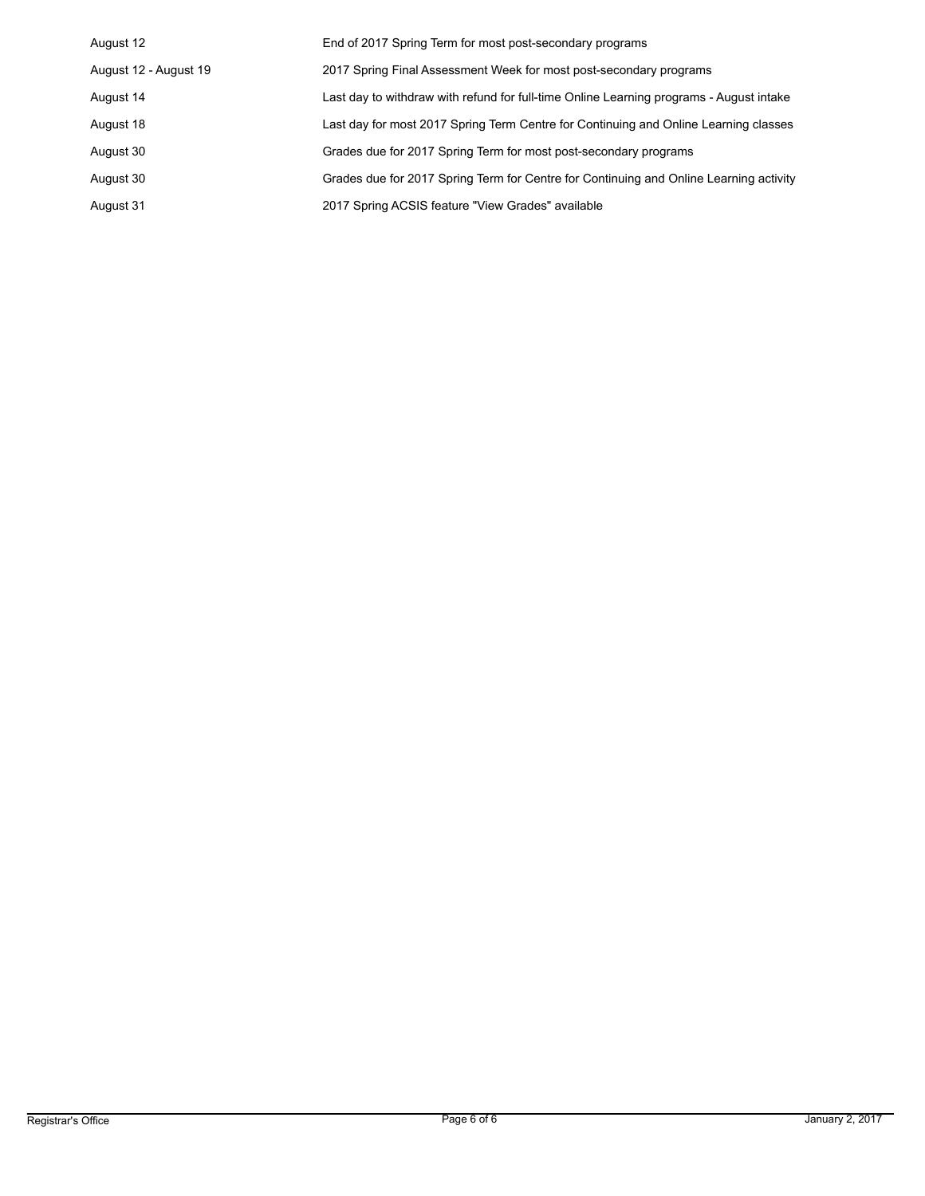| | |
|---|---|
| August 12 | End of 2017 Spring Term for most post-secondary programs |
| August 12 - August 19 | 2017 Spring Final Assessment Week for most post-secondary programs |
| August 14 | Last day to withdraw with refund for full-time Online Learning programs - August intake |
| August 18 | Last day for most 2017 Spring Term Centre for Continuing and Online Learning classes |
| August 30 | Grades due for 2017 Spring Term for most post-secondary programs |
| August 30 | Grades due for 2017 Spring Term for Centre for Continuing and Online Learning activity |
| August 31 | 2017 Spring ACSIS feature "View Grades" available |